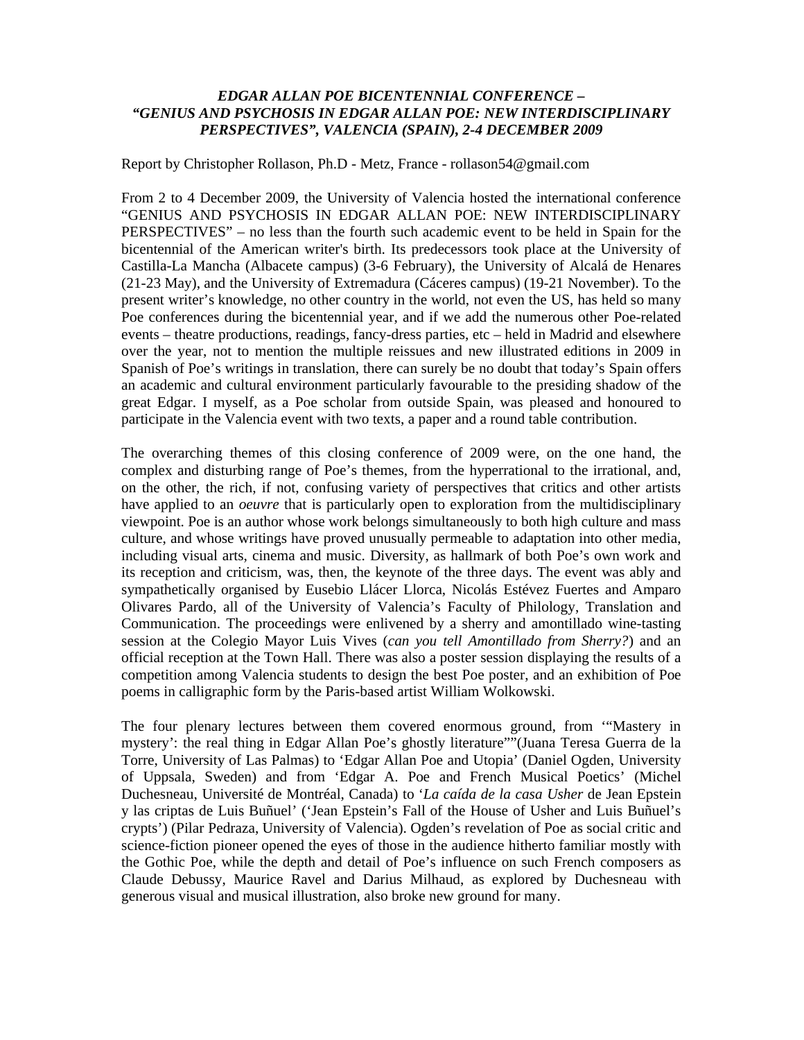***EDGAR ALLAN POE BICENTENNIAL CONFERENCE – "GENIUS AND PSYCHOSIS IN EDGAR ALLAN POE: NEW INTERDISCIPLINARY PERSPECTIVES", VALENCIA (SPAIN), 2-4 DECEMBER 2009***

Report by Christopher Rollason, Ph.D - Metz, France - rollason54@gmail.com

From 2 to 4 December 2009, the University of Valencia hosted the international conference "GENIUS AND PSYCHOSIS IN EDGAR ALLAN POE: NEW INTERDISCIPLINARY PERSPECTIVES" – no less than the fourth such academic event to be held in Spain for the bicentennial of the American writer's birth. Its predecessors took place at the University of Castilla-La Mancha (Albacete campus) (3-6 February), the University of Alcalá de Henares (21-23 May), and the University of Extremadura (Cáceres campus) (19-21 November). To the present writer's knowledge, no other country in the world, not even the US, has held so many Poe conferences during the bicentennial year, and if we add the numerous other Poe-related events – theatre productions, readings, fancy-dress parties, etc – held in Madrid and elsewhere over the year, not to mention the multiple reissues and new illustrated editions in 2009 in Spanish of Poe's writings in translation, there can surely be no doubt that today's Spain offers an academic and cultural environment particularly favourable to the presiding shadow of the great Edgar. I myself, as a Poe scholar from outside Spain, was pleased and honoured to participate in the Valencia event with two texts, a paper and a round table contribution.

The overarching themes of this closing conference of 2009 were, on the one hand, the complex and disturbing range of Poe's themes, from the hyperrational to the irrational, and, on the other, the rich, if not, confusing variety of perspectives that critics and other artists have applied to an *oeuvre* that is particularly open to exploration from the multidisciplinary viewpoint. Poe is an author whose work belongs simultaneously to both high culture and mass culture, and whose writings have proved unusually permeable to adaptation into other media, including visual arts, cinema and music. Diversity, as hallmark of both Poe's own work and its reception and criticism, was, then, the keynote of the three days. The event was ably and sympathetically organised by Eusebio Llácer Llorca, Nicolás Estévez Fuertes and Amparo Olivares Pardo, all of the University of Valencia's Faculty of Philology, Translation and Communication. The proceedings were enlivened by a sherry and amontillado wine-tasting session at the Colegio Mayor Luis Vives (*can you tell Amontillado from Sherry?*) and an official reception at the Town Hall. There was also a poster session displaying the results of a competition among Valencia students to design the best Poe poster, and an exhibition of Poe poems in calligraphic form by the Paris-based artist William Wolkowski.

The four plenary lectures between them covered enormous ground, from '"Mastery in mystery': the real thing in Edgar Allan Poe's ghostly literature""(Juana Teresa Guerra de la Torre, University of Las Palmas) to 'Edgar Allan Poe and Utopia' (Daniel Ogden, University of Uppsala, Sweden) and from 'Edgar A. Poe and French Musical Poetics' (Michel Duchesneau, Université de Montréal, Canada) to '*La caída de la casa Usher* de Jean Epstein y las criptas de Luis Buñuel' ('Jean Epstein's Fall of the House of Usher and Luis Buñuel's crypts') (Pilar Pedraza, University of Valencia). Ogden's revelation of Poe as social critic and science-fiction pioneer opened the eyes of those in the audience hitherto familiar mostly with the Gothic Poe, while the depth and detail of Poe's influence on such French composers as Claude Debussy, Maurice Ravel and Darius Milhaud, as explored by Duchesneau with generous visual and musical illustration, also broke new ground for many.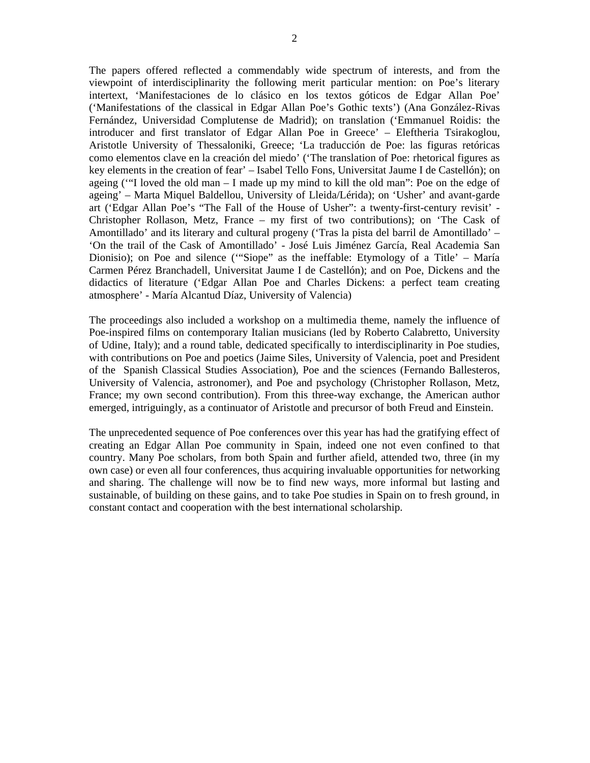The papers offered reflected a commendably wide spectrum of interests, and from the viewpoint of interdisciplinarity the following merit particular mention: on Poe's literary intertext, 'Manifestaciones de lo clásico en los textos góticos de Edgar Allan Poe' ('Manifestations of the classical in Edgar Allan Poe's Gothic texts') (Ana González-Rivas Fernández, Universidad Complutense de Madrid); on translation ('Emmanuel Roidis: the introducer and first translator of Edgar Allan Poe in Greece' – Eleftheria Tsirakoglou, Aristotle University of Thessaloniki, Greece; 'La traducción de Poe: las figuras retóricas como elementos clave en la creación del miedo' ('The translation of Poe: rhetorical figures as key elements in the creation of fear' – Isabel Tello Fons, Universitat Jaume I de Castellón); on ageing ('"I loved the old man – I made up my mind to kill the old man": Poe on the edge of ageing' – Marta Miquel Baldellou, University of Lleida/Lérida); on 'Usher' and avant-garde art ('Edgar Allan Poe's "The Fall of the House of Usher": a twenty-first-century revisit' - Christopher Rollason, Metz, France – my first of two contributions); on 'The Cask of Amontillado' and its literary and cultural progeny ('Tras la pista del barril de Amontillado' – 'On the trail of the Cask of Amontillado' - José Luis Jiménez García, Real Academia San Dionisio); on Poe and silence ('"Siope" as the ineffable: Etymology of a Title' – María Carmen Pérez Branchadell, Universitat Jaume I de Castellón); and on Poe, Dickens and the didactics of literature ('Edgar Allan Poe and Charles Dickens: a perfect team creating atmosphere' - María Alcantud Díaz, University of Valencia)

The proceedings also included a workshop on a multimedia theme, namely the influence of Poe-inspired films on contemporary Italian musicians (led by Roberto Calabretto, University of Udine, Italy); and a round table, dedicated specifically to interdisciplinarity in Poe studies, with contributions on Poe and poetics (Jaime Siles, University of Valencia, poet and President of the Spanish Classical Studies Association), Poe and the sciences (Fernando Ballesteros, University of Valencia, astronomer), and Poe and psychology (Christopher Rollason, Metz, France; my own second contribution). From this three-way exchange, the American author emerged, intriguingly, as a continuator of Aristotle and precursor of both Freud and Einstein.

The unprecedented sequence of Poe conferences over this year has had the gratifying effect of creating an Edgar Allan Poe community in Spain, indeed one not even confined to that country. Many Poe scholars, from both Spain and further afield, attended two, three (in my own case) or even all four conferences, thus acquiring invaluable opportunities for networking and sharing. The challenge will now be to find new ways, more informal but lasting and sustainable, of building on these gains, and to take Poe studies in Spain on to fresh ground, in constant contact and cooperation with the best international scholarship.